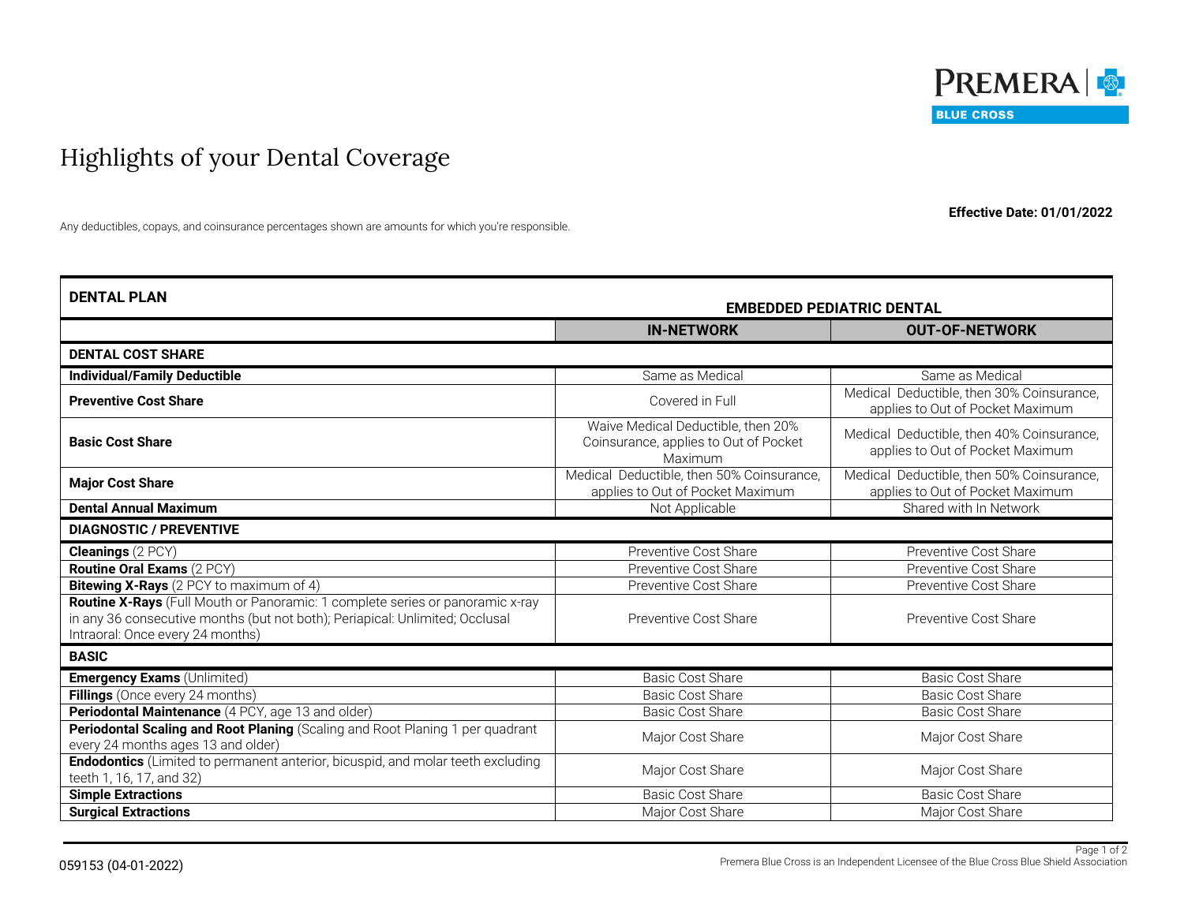PREMERA BLUE CROSS

# Highlights of your Dental Coverage

**Effective Date: 01/01/2022**

Any deductibles, copays, and coinsurance percentages shown are amounts for which you're responsible.

| **DENTAL PLAN** | **EMBEDDED PEDIATRIC DENTAL** | |
|---|---|---|
| | **IN-NETWORK** | **OUT-OF-NETWORK** |
| **DENTAL COST SHARE** | | |
| **Individual/Family Deductible** | Same as Medical | Same as Medical |
| **Preventive Cost Share** | Covered in Full | Medical Deductible, then 30% Coinsurance, applies to Out of Pocket Maximum |
| **Basic Cost Share** | Waive Medical Deductible, then 20% Coinsurance, applies to Out of Pocket Maximum | Medical Deductible, then 40% Coinsurance, applies to Out of Pocket Maximum |
| **Major Cost Share** | Medical Deductible, then 50% Coinsurance, applies to Out of Pocket Maximum | Medical Deductible, then 50% Coinsurance, applies to Out of Pocket Maximum |
| **Dental Annual Maximum** | Not Applicable | Shared with In Network |
| **DIAGNOSTIC / PREVENTIVE** | | |
| **Cleanings** (2 PCY) | Preventive Cost Share | Preventive Cost Share |
| **Routine Oral Exams** (2 PCY) | Preventive Cost Share | Preventive Cost Share |
| **Bitewing X-Rays** (2 PCY to maximum of 4) | Preventive Cost Share | Preventive Cost Share |
| **Routine X-Rays** (Full Mouth or Panoramic: 1 complete series or panoramic x-ray in any 36 consecutive months (but not both); Periapical: Unlimited; Occlusal Intraoral: Once every 24 months) | Preventive Cost Share | Preventive Cost Share |
| **BASIC** | | |
| **Emergency Exams** (Unlimited) | Basic Cost Share | Basic Cost Share |
| **Fillings** (Once every 24 months) | Basic Cost Share | Basic Cost Share |
| **Periodontal Maintenance** (4 PCY, age 13 and older) | Basic Cost Share | Basic Cost Share |
| **Periodontal Scaling and Root Planing** (Scaling and Root Planing 1 per quadrant every 24 months ages 13 and older) | Major Cost Share | Major Cost Share |
| **Endodontics** (Limited to permanent anterior, bicuspid, and molar teeth excluding teeth 1, 16, 17, and 32) | Major Cost Share | Major Cost Share |
| **Simple Extractions** | Basic Cost Share | Basic Cost Share |
| **Surgical Extractions** | Major Cost Share | Major Cost Share |

059153 (04-01-2022)

Premera Blue Cross is an Independent Licensee of the Blue Cross Blue Shield Association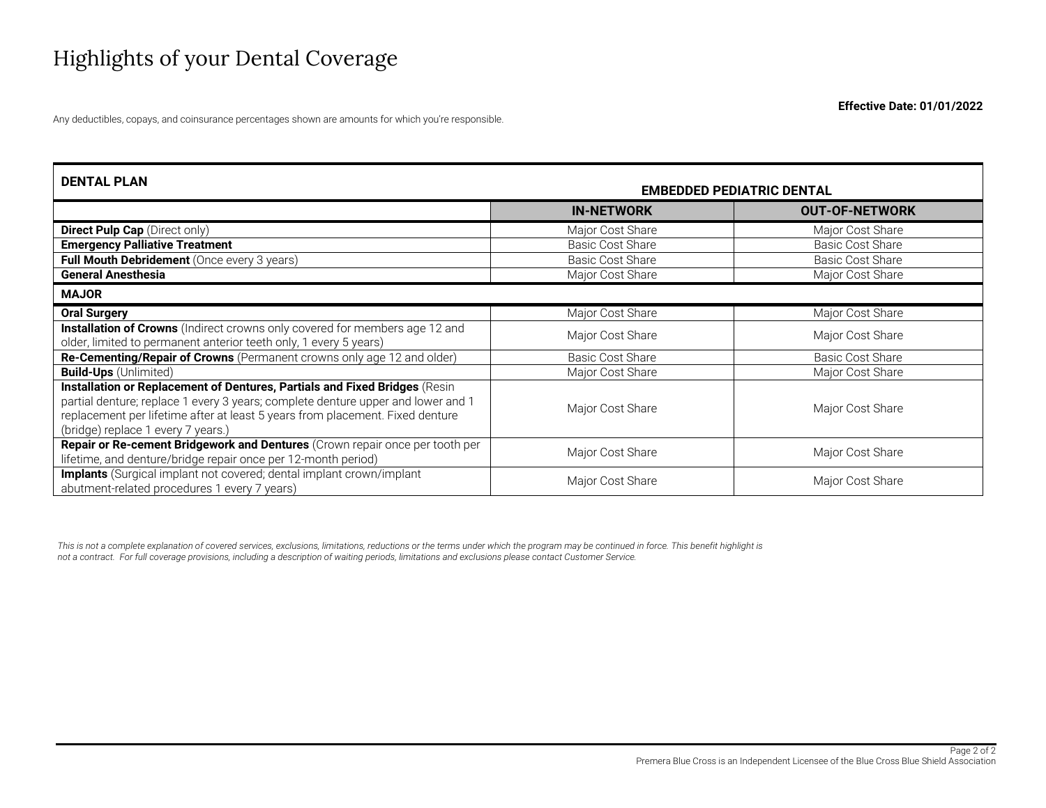# Highlights of your Dental Coverage

**Effective Date: 01/01/2022**

Any deductibles, copays, and coinsurance percentages shown are amounts for which you're responsible.

| DENTAL PLAN | EMBEDDED PEDIATRIC DENTAL | |
|---|---|---|
| | **IN-NETWORK** | **OUT-OF-NETWORK** |
| **Direct Pulp Cap** (Direct only) | Major Cost Share | Major Cost Share |
| **Emergency Palliative Treatment** | Basic Cost Share | Basic Cost Share |
| **Full Mouth Debridement** (Once every 3 years) | Basic Cost Share | Basic Cost Share |
| **General Anesthesia** | Major Cost Share | Major Cost Share |
| **MAJOR** | | |
| **Oral Surgery** | Major Cost Share | Major Cost Share |
| **Installation of Crowns** (Indirect crowns only covered for members age 12 and older, limited to permanent anterior teeth only, 1 every 5 years) | Major Cost Share | Major Cost Share |
| **Re-Cementing/Repair of Crowns** (Permanent crowns only age 12 and older) | Basic Cost Share | Basic Cost Share |
| **Build-Ups** (Unlimited) | Major Cost Share | Major Cost Share |
| **Installation or Replacement of Dentures, Partials and Fixed Bridges** (Resin partial denture; replace 1 every 3 years; complete denture upper and lower and 1 replacement per lifetime after at least 5 years from placement. Fixed denture (bridge) replace 1 every 7 years.) | Major Cost Share | Major Cost Share |
| **Repair or Re-cement Bridgework and Dentures** (Crown repair once per tooth per lifetime, and denture/bridge repair once per 12-month period) | Major Cost Share | Major Cost Share |
| **Implants** (Surgical implant not covered; dental implant crown/implant abutment-related procedures 1 every 7 years) | Major Cost Share | Major Cost Share |

*This is not a complete explanation of covered services, exclusions, limitations, reductions or the terms under which the program may be continued in force. This benefit highlight is not a contract. For full coverage provisions, including a description of waiting periods, limitations and exclusions please contact Customer Service.*

Premera Blue Cross is an Independent Licensee of the Blue Cross Blue Shield Association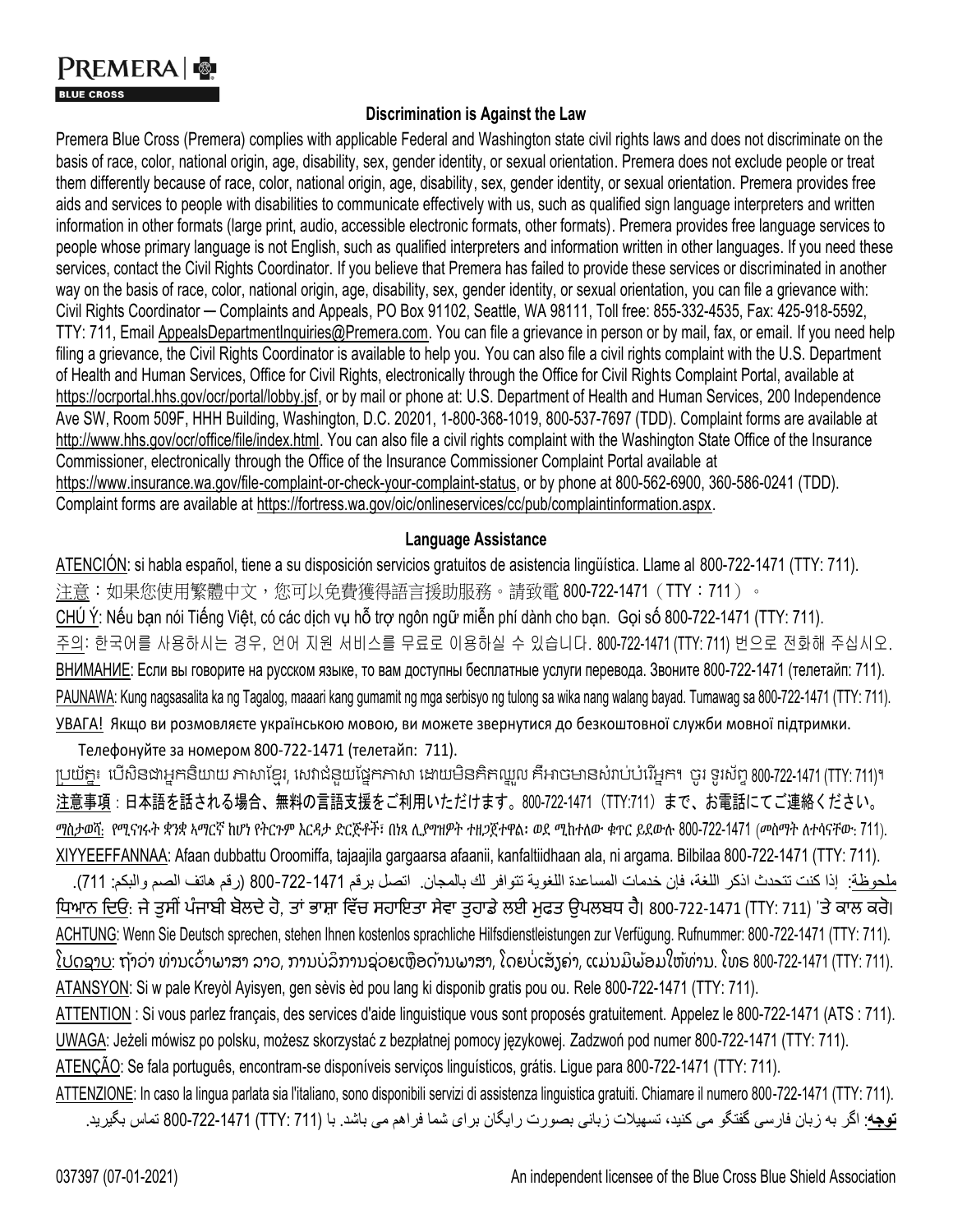PREMERA | BLUE CROSS

## Discrimination is Against the Law

Premera Blue Cross (Premera) complies with applicable Federal and Washington state civil rights laws and does not discriminate on the basis of race, color, national origin, age, disability, sex, gender identity, or sexual orientation. Premera does not exclude people or treat them differently because of race, color, national origin, age, disability, sex, gender identity, or sexual orientation. Premera provides free aids and services to people with disabilities to communicate effectively with us, such as qualified sign language interpreters and written information in other formats (large print, audio, accessible electronic formats, other formats). Premera provides free language services to people whose primary language is not English, such as qualified interpreters and information written in other languages. If you need these services, contact the Civil Rights Coordinator. If you believe that Premera has failed to provide these services or discriminated in another way on the basis of race, color, national origin, age, disability, sex, gender identity, or sexual orientation, you can file a grievance with: Civil Rights Coordinator ─ Complaints and Appeals, PO Box 91102, Seattle, WA 98111, Toll free: 855-332-4535, Fax: 425-918-5592, TTY: 711, Email AppealsDepartmentInquiries@Premera.com. You can file a grievance in person or by mail, fax, or email. If you need help filing a grievance, the Civil Rights Coordinator is available to help you. You can also file a civil rights complaint with the U.S. Department of Health and Human Services, Office for Civil Rights, electronically through the Office for Civil Rights Complaint Portal, available at https://ocrportal.hhs.gov/ocr/portal/lobby.jsf, or by mail or phone at: U.S. Department of Health and Human Services, 200 Independence Ave SW, Room 509F, HHH Building, Washington, D.C. 20201, 1-800-368-1019, 800-537-7697 (TDD). Complaint forms are available at http://www.hhs.gov/ocr/office/file/index.html. You can also file a civil rights complaint with the Washington State Office of the Insurance Commissioner, electronically through the Office of the Insurance Commissioner Complaint Portal available at https://www.insurance.wa.gov/file-complaint-or-check-your-complaint-status, or by phone at 800-562-6900, 360-586-0241 (TDD). Complaint forms are available at https://fortress.wa.gov/oic/onlineservices/cc/pub/complaintinformation.aspx.

## Language Assistance

ATENCIÓN: si habla español, tiene a su disposición servicios gratuitos de asistencia lingüística. Llame al 800-722-1471 (TTY: 711).

注意：如果您使用繁體中文，您可以免費獲得語言援助服務。請致電 800-722-1471（TTY：711）。

CHÚ Ý: Nếu bạn nói Tiếng Việt, có các dịch vụ hỗ trợ ngôn ngữ miễn phí dành cho bạn. Gọi số 800-722-1471 (TTY: 711).

주의: 한국어를 사용하시는 경우, 언어 지원 서비스를 무료로 이용하실 수 있습니다. 800-722-1471 (TTY: 711) 번으로 전화해 주십시오.

ВНИМАНИЕ: Если вы говорите на русском языке, то вам доступны бесплатные услуги перевода. Звоните 800-722-1471 (телетайп: 711).

PAUNAWA: Kung nagsasalita ka ng Tagalog, maaari kang gumamit ng mga serbisyo ng tulong sa wika nang walang bayad. Tumawag sa 800-722-1471 (TTY: 711).

УВАГА! Якщо ви розмовляєте українською мовою, ви можете звернутися до безкоштовної служби мовної підтримки. Телефонуйте за номером 800-722-1471 (телетайп: 711).

ប្រយ័ត្ន៖ បើសិនជាអ្នកនិយាយ ភាសាខ្មែរ, សេវាជំនួយផ្នែកភាសា ដោយមិនគិតឈ្នួល គឺអាចមានសំរាប់បំរើអ្នក។ ចូរ ទូរស័ព្ទ 800-722-1471 (TTY: 711)។

注意事項：日本語を話される場合、無料の言語支援をご利用いただけます。800-722-1471（TTY:711）まで、お電話にてご連絡ください。

ማስታወሻ: የሚናገሩት ቋንቋ ኣማርኛ ከሆነ የትርጉም እርዳታ ድርጅቶች፣ በነጻ ሊያግዝዎት ተዘጋጀተዋል፡ ወደ ሚከተለው ቁጥር ይደውሉ 800-722-1471 (መስማት ለተሳናቸው: 711).

XIYYEEFFANNAA: Afaan dubbattu Oroomiffa, tajaajila gargaarsa afaanii, kanfaltiidhaan ala, ni argama. Bilbilaa 800-722-1471 (TTY: 711).

ملحوظة: إذا كنت تتحدث اذكر اللغة، فإن خدمات المساعدة اللغوية تتوافر لك بالمجان. اتصل برقم 1471-722-800 (رقم هاتف الصم والبكم: 711).

ਧਿਆਨ ਦਿਓ: ਜੇ ਤੁਸੀਂ ਪੰਜਾਬੀ ਬੋਲਦੇ ਹੋ, ਤਾਂ ਭਾਸ਼ਾ ਵਿੱਚ ਸਹਾਇਤਾ ਸੇਵਾ ਤੁਹਾਡੇ ਲਈ ਮੁਫਤ ਉਪਲਬਧ ਹੈ। 800-722-1471 (TTY: 711) 'ਤੇ ਕਾਲ ਕਰੋ।

ACHTUNG: Wenn Sie Deutsch sprechen, stehen Ihnen kostenlos sprachliche Hilfsdienstleistungen zur Verfügung. Rufnummer: 800-722-1471 (TTY: 711).

ໂປດຊາບ: ຖ້າວ່າ ທ່ານເວົ້າພາສາ ລາວ, ການບໍລິການຊ່ວຍເຫຼືອດ້ານພາສາ, ໂດຍບໍ່ເສັຽຄ່າ, ແມ່ນມີພ້ອມໃຫ້ທ່ານ. ໂທຣ 800-722-1471 (TTY: 711).

ATANSYON: Si w pale Kreyòl Ayisyen, gen sèvis èd pou lang ki disponib gratis pou ou. Rele 800-722-1471 (TTY: 711).

ATTENTION : Si vous parlez français, des services d'aide linguistique vous sont proposés gratuitement. Appelez le 800-722-1471 (ATS : 711).

UWAGA: Jeżeli mówisz po polsku, możesz skorzystać z bezpłatnej pomocy językowej. Zadzwoń pod numer 800-722-1471 (TTY: 711).

ATENÇÃO: Se fala português, encontram-se disponíveis serviços linguísticos, grátis. Ligue para 800-722-1471 (TTY: 711).

ATTENZIONE: In caso la lingua parlata sia l'italiano, sono disponibili servizi di assistenza linguistica gratuiti. Chiamare il numero 800-722-1471 (TTY: 711).

**توجه**: اگر به زبان فارسی گفتگو می کنید، تسهیلات زبانی بصورت رایگان برای شما فراهم می باشد. با (TTY: 711) 800-722-1471 تماس بگیرید.

037397 (07-01-2021)

An independent licensee of the Blue Cross Blue Shield Association